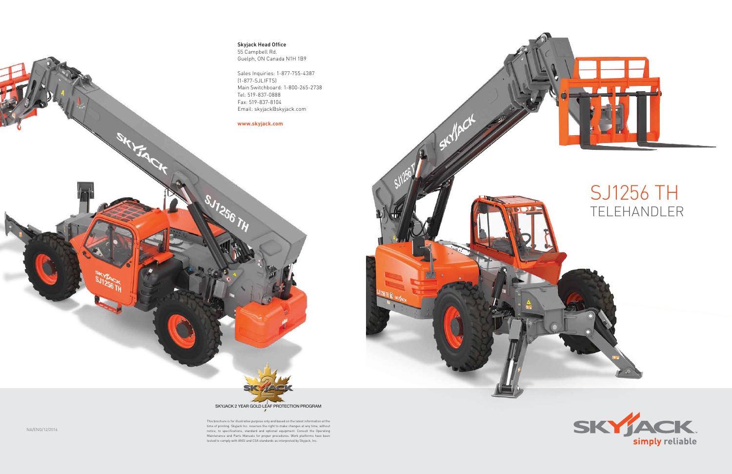# SJ1256 TH
## TELEHANDLER

**Skyjack Head Office**
55 Campbell Rd.
Guelph, ON Canada N1H 1B9

Sales Inquiries: 1-877-755-4387
(1-877-SJLIFTS)
Main Switchboard: 1-800-265-2738
Tel: 519-837-0888
Fax: 519-837-8104
Email: skyjack@skyjack.com

**www.skyjack.com**

SKYJACK 2 YEAR GOLD LEAF PROTECTION PROGRAM

This brochure is for illustrative purpose only and based on the latest information at the time of printing. Skyjack Inc. reserves the right to make changes at any time, without notice, to specifications, standard and optional equipment. Consult the Operating Maintenance and Parts Manuals for proper procedures. Work platforms have been tested to comply with ANSI and CSA standards as interpreted by Skyjack, Inc.

NA/ENG/12/2016

SKYJACK™ simply reliable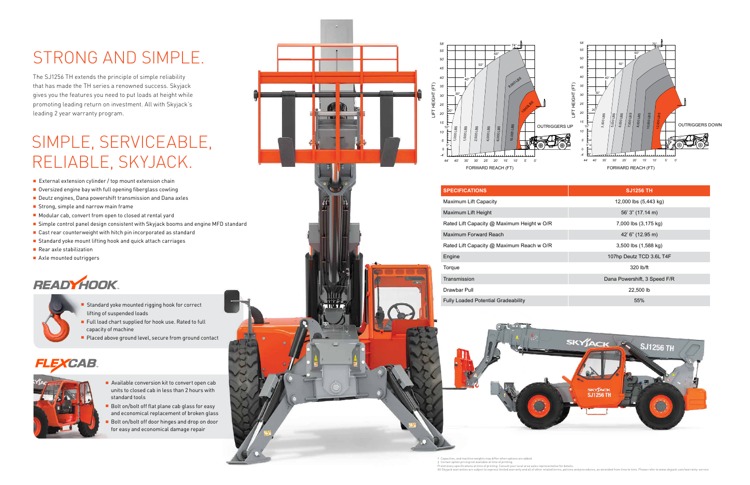# STRONG AND SIMPLE.

The SJ1256 TH extends the principle of simple reliability that has made the TH series a renowned success. Skyjack gives you the features you need to put loads at height while promoting leading return on investment. All with Skyjack's leading 2 year warranty program.

# SIMPLE, SERVICEABLE, RELIABLE, SKYJACK.

- External extension cylinder / top mount extension chain
- Oversized engine bay with full opening fiberglass cowling
- Deutz engines, Dana powershift transmission and Dana axles
- Strong, simple and narrow main frame
- Modular cab, convert from open to closed at rental yard
- Simple control panel design consistent with Skyjack booms and engine MFD standard
- Cast rear counterweight with hitch pin incorporated as standard
- Standard yoke mount lifting hook and quick attach carriages
- Rear axle stabilization
- Axle mounted outriggers

## READYHOOK

- Standard yoke mounted rigging hook for correct lifting of suspended loads
- Full load chart supplied for hook use. Rated to full capacity of machine
- Placed above ground level, secure from ground contact

## FLEXCAB

- Available conversion kit to convert open cab units to closed cab in less than 2 hours with standard tools
- Bolt on/bolt off flat plane cab glass for easy and economical replacement of broken glass
- Bolt on/bolt off door hinges and drop on door for easy and economical damage repair

OUTRIGGERS UP

LIFT HEIGHT (FT)

58' 55' 50' 45' 40' 35' 30' 25' 20' 15' 10' 5' 0 -4'

74° 60° 50° 40° 30° 20° 10°

1,000 LBS 1,500 LBS 2,500 LBS 4,000 LBS 6,000 LBS 8,000 LBS 10,000 LBS 12,000 LBS

44' 40' 35' 30' 25' 20' 15' 10' 5' 0'

FORWARD REACH (FT)

OUTRIGGERS DOWN

LIFT HEIGHT (FT)

58' 55' 50' 45' 40' 35' 30' 25' 20' 15' 10' 5' 0 -4'

70° 60° 50° 40° 30° 20° 10°

3,500 LBS 5,000 LBS 6,000 LBS 7,000 LBS 8,000 LBS 10,000 LBS 12,000 LBS

44' 40' 35' 30' 25' 20' 15' 10' 5' 0'

FORWARD REACH (FT)

| SPECIFICATIONS | SJ1256 TH |
|---|---|
| Maximum Lift Capacity | 12,000 lbs (5,443 kg) |
| Maximum Lift Height | 56' 3" (17.14 m) |
| Rated Lift Capacity @ Maximum Height w O/R | 7,000 lbs (3,175 kg) |
| Maximum Forward Reach | 42' 6" (12.95 m) |
| Rated Lift Capacity @ Maximum Reach w O/R | 3,500 lbs (1,588 kg) |
| Engine | 107hp Deutz TCD 3.6L T4F |
| Torque | 320 lb/ft |
| Transmission | Dana Powershift, 3 Speed F/R |
| Drawbar Pull | 22,500 lb |
| Fully Loaded Potential Gradeability | 55% |

† Capacities, and machine weights may differ when options are added.
‡ Certain option pricing not available at time of printing.
Preliminary specifications at time of printing. Consult your local area sales representative for details.
All Skyjack warranties are subject to express limited warranty and all of other related terms, policies and procedures, as amended from time to time. Please refer to www.skyjack.com/warranty-service